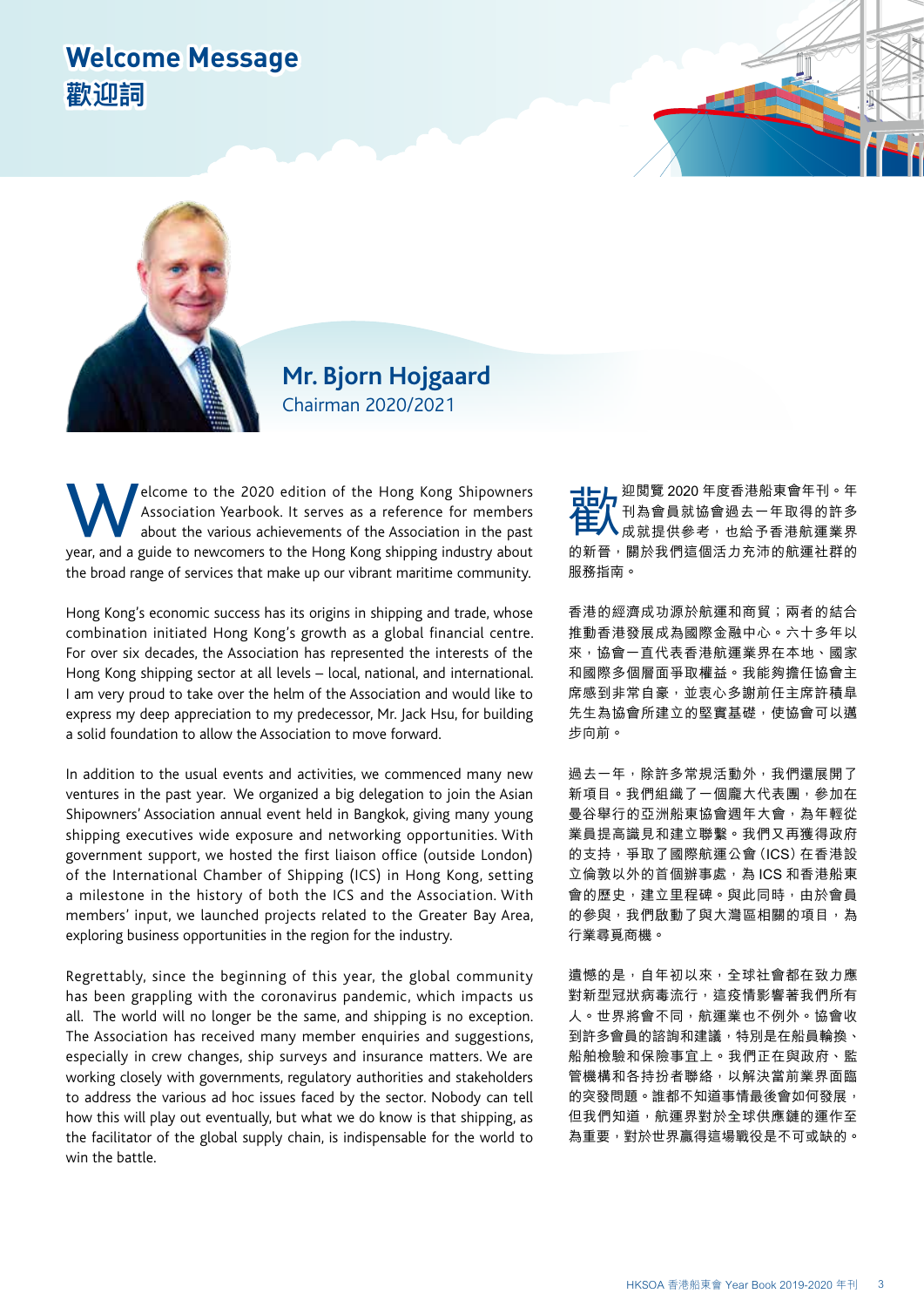# Welcome Message
# 歡迎詞

**Mr. Bjorn Hojgaard**
Chairman 2020/2021

Welcome to the 2020 edition of the Hong Kong Shipowners Association Yearbook. It serves as a reference for members about the various achievements of the Association in the past year, and a guide to newcomers to the Hong Kong shipping industry about the broad range of services that make up our vibrant maritime community.

Hong Kong's economic success has its origins in shipping and trade, whose combination initiated Hong Kong's growth as a global financial centre. For over six decades, the Association has represented the interests of the Hong Kong shipping sector at all levels – local, national, and international. I am very proud to take over the helm of the Association and would like to express my deep appreciation to my predecessor, Mr. Jack Hsu, for building a solid foundation to allow the Association to move forward.

In addition to the usual events and activities, we commenced many new ventures in the past year. We organized a big delegation to join the Asian Shipowners' Association annual event held in Bangkok, giving many young shipping executives wide exposure and networking opportunities. With government support, we hosted the first liaison office (outside London) of the International Chamber of Shipping (ICS) in Hong Kong, setting a milestone in the history of both the ICS and the Association. With members' input, we launched projects related to the Greater Bay Area, exploring business opportunities in the region for the industry.

Regrettably, since the beginning of this year, the global community has been grappling with the coronavirus pandemic, which impacts us all. The world will no longer be the same, and shipping is no exception. The Association has received many member enquiries and suggestions, especially in crew changes, ship surveys and insurance matters. We are working closely with governments, regulatory authorities and stakeholders to address the various ad hoc issues faced by the sector. Nobody can tell how this will play out eventually, but what we do know is that shipping, as the facilitator of the global supply chain, is indispensable for the world to win the battle.

歡迎閱覽 2020 年度香港船東會年刊。年刊為會員就協會過去一年取得的許多成就提供參考，也給予香港航運業界的新晉，關於我們這個活力充沛的航運社群的服務指南。

香港的經濟成功源於航運和商貿；兩者的結合推動香港發展成為國際金融中心。六十多年以來，協會一直代表香港航運業界在本地、國家和國際多個層面爭取權益。我能夠擔任協會主席感到非常自豪，並衷心多謝前任主席許積皋先生為協會所建立的堅實基礎，使協會可以邁步向前。

過去一年，除許多常規活動外，我們還展開了新項目。我們組織了一個龐大代表團，參加在曼谷舉行的亞洲船東協會週年大會，為年輕從業員提高識見和建立聯繫。我們又再獲得政府的支持，爭取了國際航運公會（ICS）在香港設立倫敦以外的首個辦事處，為 ICS 和香港船東會的歷史，建立里程碑。與此同時，由於會員的參與，我們啟動了與大灣區相關的項目，為行業尋覓商機。

遺憾的是，自年初以來，全球社會都在致力應對新型冠狀病毒流行，這疫情影響著我們所有人。世界將會不同，航運業也不例外。協會收到許多會員的諮詢和建議，特別是在船員輪換、船舶檢驗和保險事宜上。我們正在與政府、監管機構和各持份者聯絡，以解決當前業界面臨的突發問題。誰都不知道事情最後會如何發展，但我們知道，航運界對於全球供應鏈的運作至為重要，對於世界贏得這場戰役是不可或缺的。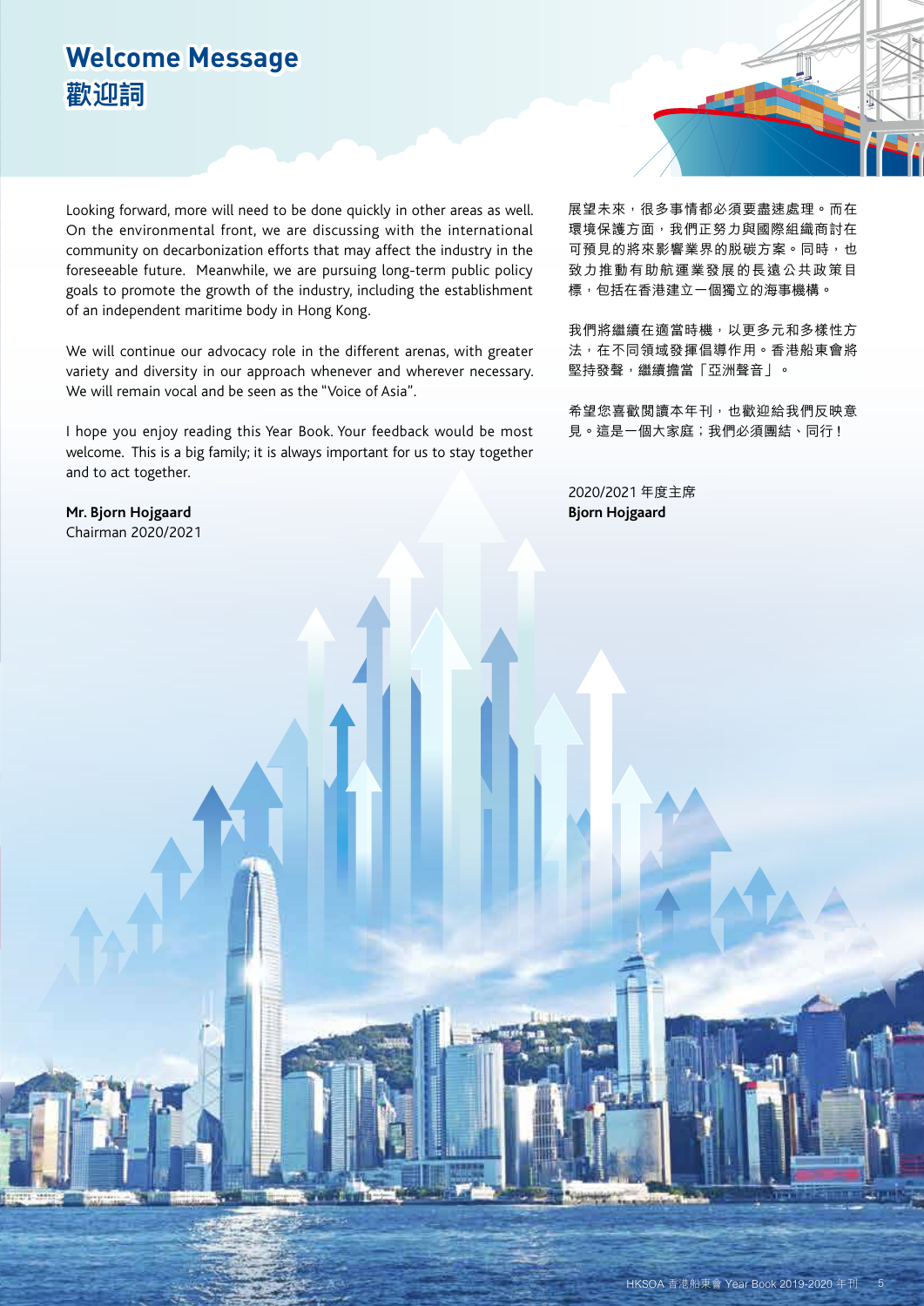# Welcome Message
# 歡迎詞

Looking forward, more will need to be done quickly in other areas as well. On the environmental front, we are discussing with the international community on decarbonization efforts that may affect the industry in the foreseeable future. Meanwhile, we are pursuing long-term public policy goals to promote the growth of the industry, including the establishment of an independent maritime body in Hong Kong.

We will continue our advocacy role in the different arenas, with greater variety and diversity in our approach whenever and wherever necessary. We will remain vocal and be seen as the "Voice of Asia".

I hope you enjoy reading this Year Book. Your feedback would be most welcome. This is a big family; it is always important for us to stay together and to act together.

**Mr. Bjorn Hojgaard**
Chairman 2020/2021

展望未來，很多事情都必須要盡速處理。而在環境保護方面，我們正努力與國際組織商討在可預見的將來影響業界的脫碳方案。同時，也致力推動有助航運業發展的長遠公共政策目標，包括在香港建立一個獨立的海事機構。

我們將繼續在適當時機，以更多元和多樣性方法，在不同領域發揮倡導作用。香港船東會將堅持發聲，繼續擔當「亞洲聲音」。

希望您喜歡閱讀本年刊，也歡迎給我們反映意見。這是一個大家庭；我們必須團結、同行！

2020/2021 年度主席
**Bjorn Hojgaard**